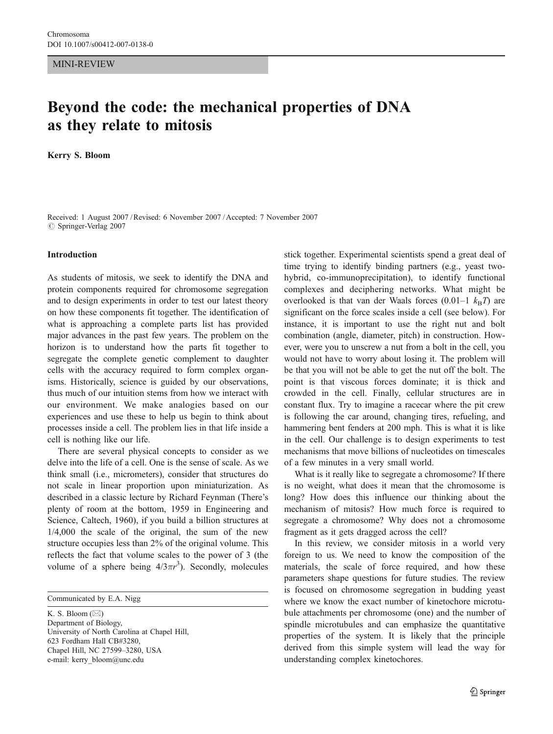Chromosoma
DOI 10.1007/s00412-007-0138-0

MINI-REVIEW

# Beyond the code: the mechanical properties of DNA as they relate to mitosis

**Kerry S. Bloom**

Received: 1 August 2007 / Revised: 6 November 2007 / Accepted: 7 November 2007
© Springer-Verlag 2007

## Introduction

As students of mitosis, we seek to identify the DNA and protein components required for chromosome segregation and to design experiments in order to test our latest theory on how these components fit together. The identification of what is approaching a complete parts list has provided major advances in the past few years. The problem on the horizon is to understand how the parts fit together to segregate the complete genetic complement to daughter cells with the accuracy required to form complex organisms. Historically, science is guided by our observations, thus much of our intuition stems from how we interact with our environment. We make analogies based on our experiences and use these to help us begin to think about processes inside a cell. The problem lies in that life inside a cell is nothing like our life.

There are several physical concepts to consider as we delve into the life of a cell. One is the sense of scale. As we think small (i.e., micrometers), consider that structures do not scale in linear proportion upon miniaturization. As described in a classic lecture by Richard Feynman (There's plenty of room at the bottom, 1959 in Engineering and Science, Caltech, 1960), if you build a billion structures at 1/4,000 the scale of the original, the sum of the new structure occupies less than 2% of the original volume. This reflects the fact that volume scales to the power of 3 (the volume of a sphere being $4/3\pi r^3$). Secondly, molecules stick together. Experimental scientists spend a great deal of time trying to identify binding partners (e.g., yeast two-hybrid, co-immunoprecipitation), to identify functional complexes and deciphering networks. What might be overlooked is that van der Waals forces (0.01–1 $k_BT$) are significant on the force scales inside a cell (see below). For instance, it is important to use the right nut and bolt combination (angle, diameter, pitch) in construction. However, were you to unscrew a nut from a bolt in the cell, you would not have to worry about losing it. The problem will be that you will not be able to get the nut off the bolt. The point is that viscous forces dominate; it is thick and crowded in the cell. Finally, cellular structures are in constant flux. Try to imagine a racecar where the pit crew is following the car around, changing tires, refueling, and hammering bent fenders at 200 mph. This is what it is like in the cell. Our challenge is to design experiments to test mechanisms that move billions of nucleotides on timescales of a few minutes in a very small world.

What is it really like to segregate a chromosome? If there is no weight, what does it mean that the chromosome is long? How does this influence our thinking about the mechanism of mitosis? How much force is required to segregate a chromosome? Why does not a chromosome fragment as it gets dragged across the cell?

In this review, we consider mitosis in a world very foreign to us. We need to know the composition of the materials, the scale of force required, and how these parameters shape questions for future studies. The review is focused on chromosome segregation in budding yeast where we know the exact number of kinetochore microtubule attachments per chromosome (one) and the number of spindle microtubules and can emphasize the quantitative properties of the system. It is likely that the principle derived from this simple system will lead the way for understanding complex kinetochores.

---

Communicated by E.A. Nigg

K. S. Bloom (✉)
Department of Biology,
University of North Carolina at Chapel Hill,
623 Fordham Hall CB#3280,
Chapel Hill, NC 27599–3280, USA
e-mail: kerry_bloom@unc.edu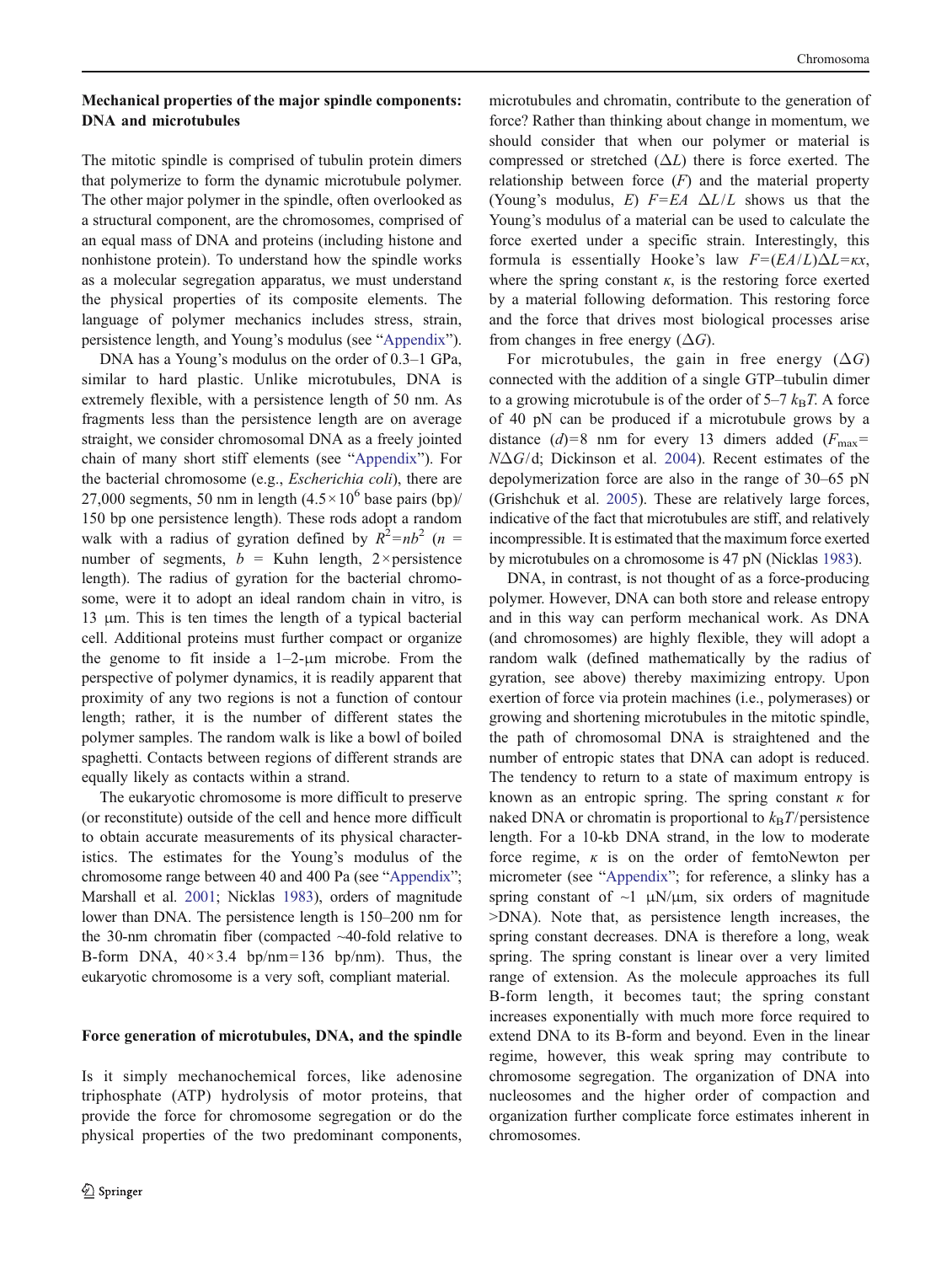### Mechanical properties of the major spindle components: DNA and microtubules

The mitotic spindle is comprised of tubulin protein dimers that polymerize to form the dynamic microtubule polymer. The other major polymer in the spindle, often overlooked as a structural component, are the chromosomes, comprised of an equal mass of DNA and proteins (including histone and nonhistone protein). To understand how the spindle works as a molecular segregation apparatus, we must understand the physical properties of its composite elements. The language of polymer mechanics includes stress, strain, persistence length, and Young's modulus (see "Appendix").

DNA has a Young's modulus on the order of 0.3–1 GPa, similar to hard plastic. Unlike microtubules, DNA is extremely flexible, with a persistence length of 50 nm. As fragments less than the persistence length are on average straight, we consider chromosomal DNA as a freely jointed chain of many short stiff elements (see "Appendix"). For the bacterial chromosome (e.g., *Escherichia coli*), there are 27,000 segments, 50 nm in length ($4.5\times10^6$ base pairs (bp)/150 bp one persistence length). These rods adopt a random walk with a radius of gyration defined by $R^2=nb^2$ ($n$ = number of segments, $b$ = Kuhn length, 2×persistence length). The radius of gyration for the bacterial chromosome, were it to adopt an ideal random chain in vitro, is 13 μm. This is ten times the length of a typical bacterial cell. Additional proteins must further compact or organize the genome to fit inside a 1–2-μm microbe. From the perspective of polymer dynamics, it is readily apparent that proximity of any two regions is not a function of contour length; rather, it is the number of different states the polymer samples. The random walk is like a bowl of boiled spaghetti. Contacts between regions of different strands are equally likely as contacts within a strand.

The eukaryotic chromosome is more difficult to preserve (or reconstitute) outside of the cell and hence more difficult to obtain accurate measurements of its physical characteristics. The estimates for the Young's modulus of the chromosome range between 40 and 400 Pa (see "Appendix"; Marshall et al. 2001; Nicklas 1983), orders of magnitude lower than DNA. The persistence length is 150–200 nm for the 30-nm chromatin fiber (compacted ~40-fold relative to B-form DNA, 40×3.4 bp/nm=136 bp/nm). Thus, the eukaryotic chromosome is a very soft, compliant material.

### Force generation of microtubules, DNA, and the spindle

Is it simply mechanochemical forces, like adenosine triphosphate (ATP) hydrolysis of motor proteins, that provide the force for chromosome segregation or do the physical properties of the two predominant components, microtubules and chromatin, contribute to the generation of force? Rather than thinking about change in momentum, we should consider that when our polymer or material is compressed or stretched ($\Delta L$) there is force exerted. The relationship between force ($F$) and the material property (Young's modulus, $E$) $F=EA\ \Delta L/L$ shows us that the Young's modulus of a material can be used to calculate the force exerted under a specific strain. Interestingly, this formula is essentially Hooke's law $F=(EA/L)\Delta L=\kappa x$, where the spring constant $\kappa$, is the restoring force exerted by a material following deformation. This restoring force and the force that drives most biological processes arise from changes in free energy ($\Delta G$).

For microtubules, the gain in free energy ($\Delta G$) connected with the addition of a single GTP–tubulin dimer to a growing microtubule is of the order of 5–7 $k_BT$. A force of 40 pN can be produced if a microtubule grows by a distance ($d$)=8 nm for every 13 dimers added ($F_{max}=N\Delta G/d$; Dickinson et al. 2004). Recent estimates of the depolymerization force are also in the range of 30–65 pN (Grishchuk et al. 2005). These are relatively large forces, indicative of the fact that microtubules are stiff, and relatively incompressible. It is estimated that the maximum force exerted by microtubules on a chromosome is 47 pN (Nicklas 1983).

DNA, in contrast, is not thought of as a force-producing polymer. However, DNA can both store and release entropy and in this way can perform mechanical work. As DNA (and chromosomes) are highly flexible, they will adopt a random walk (defined mathematically by the radius of gyration, see above) thereby maximizing entropy. Upon exertion of force via protein machines (i.e., polymerases) or growing and shortening microtubules in the mitotic spindle, the path of chromosomal DNA is straightened and the number of entropic states that DNA can adopt is reduced. The tendency to return to a state of maximum entropy is known as an entropic spring. The spring constant $\kappa$ for naked DNA or chromatin is proportional to $k_BT$/persistence length. For a 10-kb DNA strand, in the low to moderate force regime, $\kappa$ is on the order of femtoNewton per micrometer (see "Appendix"; for reference, a slinky has a spring constant of ~1 μN/μm, six orders of magnitude >DNA). Note that, as persistence length increases, the spring constant decreases. DNA is therefore a long, weak spring. The spring constant is linear over a very limited range of extension. As the molecule approaches its full B-form length, it becomes taut; the spring constant increases exponentially with much more force required to extend DNA to its B-form and beyond. Even in the linear regime, however, this weak spring may contribute to chromosome segregation. The organization of DNA into nucleosomes and the higher order of compaction and organization further complicate force estimates inherent in chromosomes.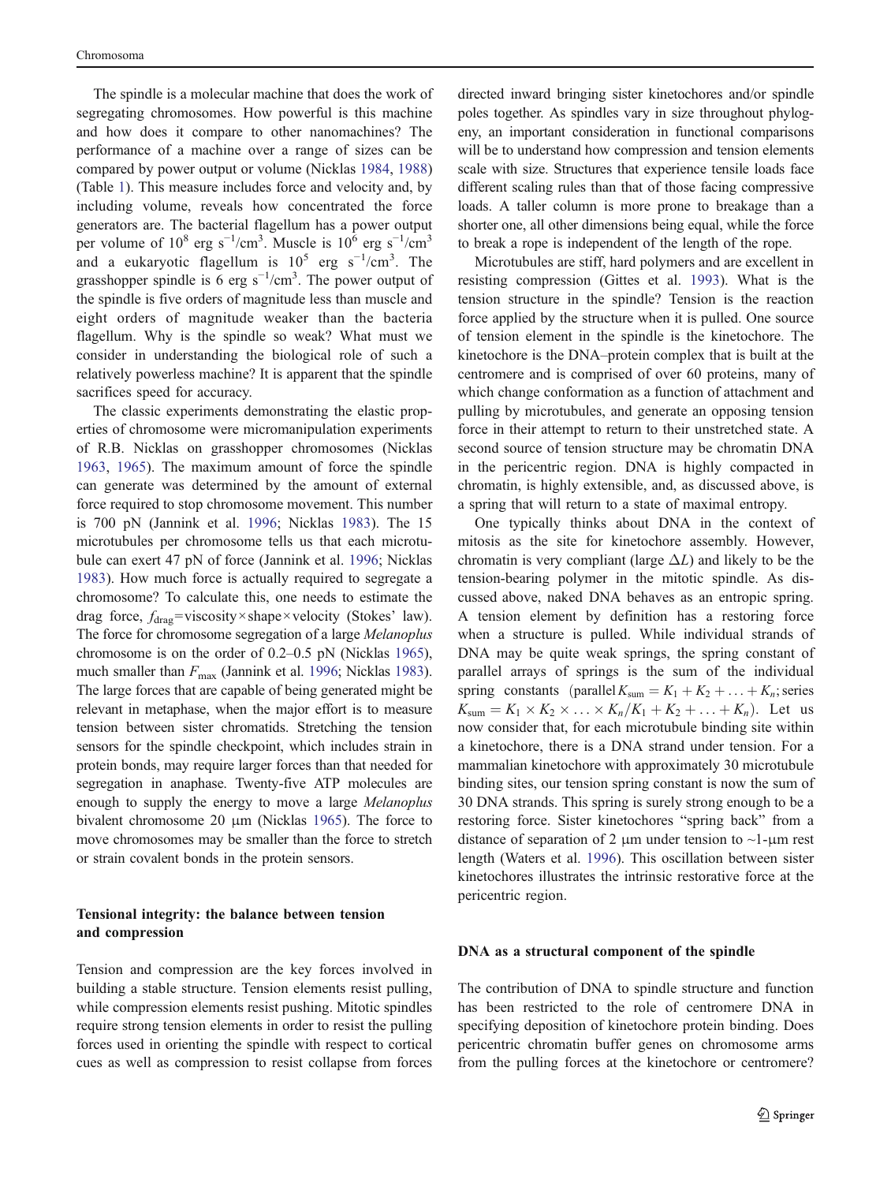The spindle is a molecular machine that does the work of segregating chromosomes. How powerful is this machine and how does it compare to other nanomachines? The performance of a machine over a range of sizes can be compared by power output or volume (Nicklas 1984, 1988) (Table 1). This measure includes force and velocity and, by including volume, reveals how concentrated the force generators are. The bacterial flagellum has a power output per volume of $10^8$ erg $s^{-1}/cm^3$. Muscle is $10^6$ erg $s^{-1}/cm^3$ and a eukaryotic flagellum is $10^5$ erg $s^{-1}/cm^3$. The grasshopper spindle is 6 erg $s^{-1}/cm^3$. The power output of the spindle is five orders of magnitude less than muscle and eight orders of magnitude weaker than the bacteria flagellum. Why is the spindle so weak? What must we consider in understanding the biological role of such a relatively powerless machine? It is apparent that the spindle sacrifices speed for accuracy.

The classic experiments demonstrating the elastic properties of chromosome were micromanipulation experiments of R.B. Nicklas on grasshopper chromosomes (Nicklas 1963, 1965). The maximum amount of force the spindle can generate was determined by the amount of external force required to stop chromosome movement. This number is 700 pN (Jannink et al. 1996; Nicklas 1983). The 15 microtubules per chromosome tells us that each microtubule can exert 47 pN of force (Jannink et al. 1996; Nicklas 1983). How much force is actually required to segregate a chromosome? To calculate this, one needs to estimate the drag force, $f_{drag}$=viscosity×shape×velocity (Stokes' law). The force for chromosome segregation of a large *Melanoplus* chromosome is on the order of 0.2–0.5 pN (Nicklas 1965), much smaller than $F_{max}$ (Jannink et al. 1996; Nicklas 1983). The large forces that are capable of being generated might be relevant in metaphase, when the major effort is to measure tension between sister chromatids. Stretching the tension sensors for the spindle checkpoint, which includes strain in protein bonds, may require larger forces than that needed for segregation in anaphase. Twenty-five ATP molecules are enough to supply the energy to move a large *Melanoplus* bivalent chromosome 20 μm (Nicklas 1965). The force to move chromosomes may be smaller than the force to stretch or strain covalent bonds in the protein sensors.

## Tensional integrity: the balance between tension and compression

Tension and compression are the key forces involved in building a stable structure. Tension elements resist pulling, while compression elements resist pushing. Mitotic spindles require strong tension elements in order to resist the pulling forces used in orienting the spindle with respect to cortical cues as well as compression to resist collapse from forces directed inward bringing sister kinetochores and/or spindle poles together. As spindles vary in size throughout phylogeny, an important consideration in functional comparisons will be to understand how compression and tension elements scale with size. Structures that experience tensile loads face different scaling rules than that of those facing compressive loads. A taller column is more prone to breakage than a shorter one, all other dimensions being equal, while the force to break a rope is independent of the length of the rope.

Microtubules are stiff, hard polymers and are excellent in resisting compression (Gittes et al. 1993). What is the tension structure in the spindle? Tension is the reaction force applied by the structure when it is pulled. One source of tension element in the spindle is the kinetochore. The kinetochore is the DNA–protein complex that is built at the centromere and is comprised of over 60 proteins, many of which change conformation as a function of attachment and pulling by microtubules, and generate an opposing tension force in their attempt to return to their unstretched state. A second source of tension structure may be chromatin DNA in the pericentric region. DNA is highly compacted in chromatin, is highly extensible, and, as discussed above, is a spring that will return to a state of maximal entropy.

One typically thinks about DNA in the context of mitosis as the site for kinetochore assembly. However, chromatin is very compliant (large $\Delta L$) and likely to be the tension-bearing polymer in the mitotic spindle. As discussed above, naked DNA behaves as an entropic spring. A tension element by definition has a restoring force when a structure is pulled. While individual strands of DNA may be quite weak springs, the spring constant of parallel arrays of springs is the sum of the individual spring constants (parallel $K_{sum} = K_1 + K_2 + \ldots + K_n$; series $K_{sum} = K_1 \times K_2 \times \ldots \times K_n / K_1 + K_2 + \ldots + K_n$). Let us now consider that, for each microtubule binding site within a kinetochore, there is a DNA strand under tension. For a mammalian kinetochore with approximately 30 microtubule binding sites, our tension spring constant is now the sum of 30 DNA strands. This spring is surely strong enough to be a restoring force. Sister kinetochores "spring back" from a distance of separation of 2 μm under tension to ~1-μm rest length (Waters et al. 1996). This oscillation between sister kinetochores illustrates the intrinsic restorative force at the pericentric region.

## DNA as a structural component of the spindle

The contribution of DNA to spindle structure and function has been restricted to the role of centromere DNA in specifying deposition of kinetochore protein binding. Does pericentric chromatin buffer genes on chromosome arms from the pulling forces at the kinetochore or centromere?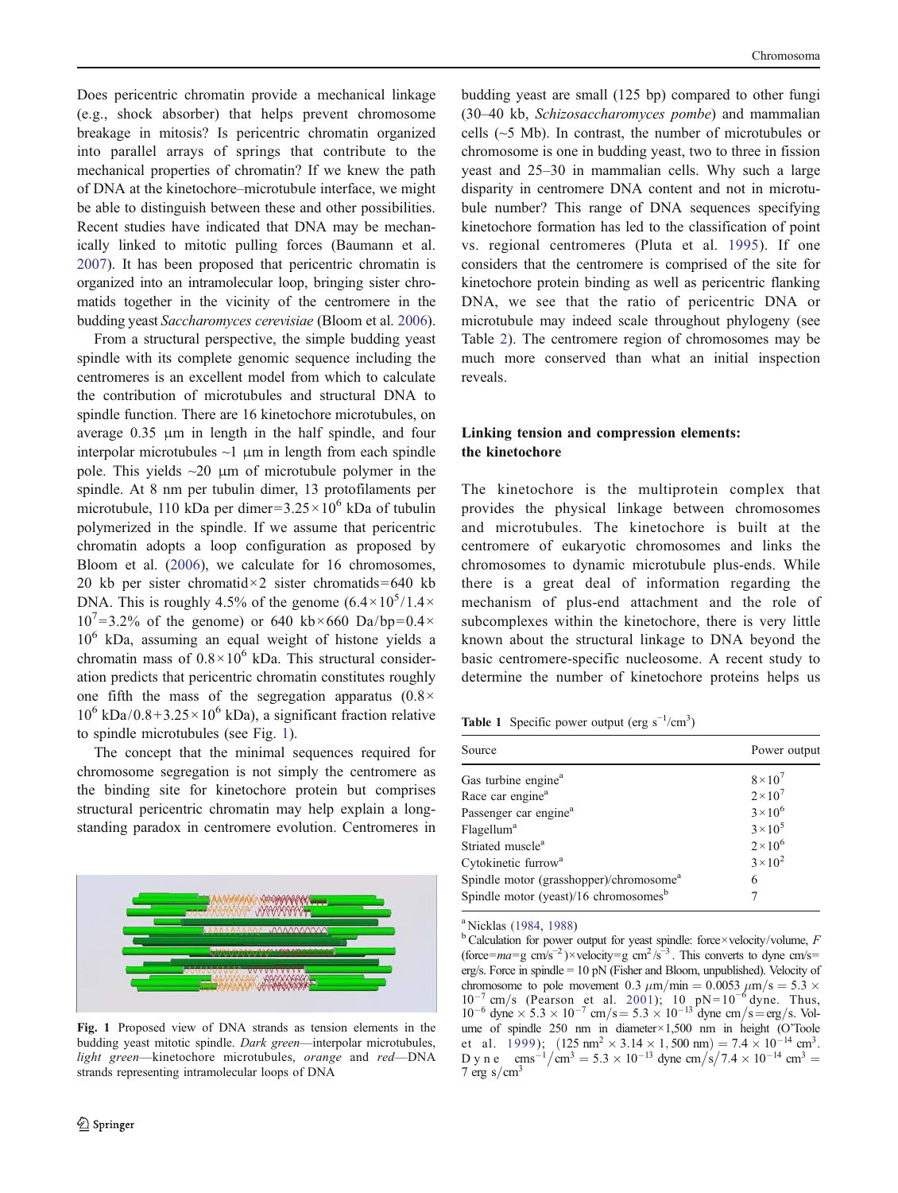Does pericentric chromatin provide a mechanical linkage (e.g., shock absorber) that helps prevent chromosome breakage in mitosis? Is pericentric chromatin organized into parallel arrays of springs that contribute to the mechanical properties of chromatin? If we knew the path of DNA at the kinetochore–microtubule interface, we might be able to distinguish between these and other possibilities. Recent studies have indicated that DNA may be mechanically linked to mitotic pulling forces (Baumann et al. 2007). It has been proposed that pericentric chromatin is organized into an intramolecular loop, bringing sister chromatids together in the vicinity of the centromere in the budding yeast *Saccharomyces cerevisiae* (Bloom et al. 2006).

From a structural perspective, the simple budding yeast spindle with its complete genomic sequence including the centromeres is an excellent model from which to calculate the contribution of microtubules and structural DNA to spindle function. There are 16 kinetochore microtubules, on average 0.35 μm in length in the half spindle, and four interpolar microtubules ~1 μm in length from each spindle pole. This yields ~20 μm of microtubule polymer in the spindle. At 8 nm per tubulin dimer, 13 protofilaments per microtubule, 110 kDa per dimer=$3.25\times10^6$ kDa of tubulin polymerized in the spindle. If we assume that pericentric chromatin adopts a loop configuration as proposed by Bloom et al. (2006), we calculate for 16 chromosomes, 20 kb per sister chromatid×2 sister chromatids=640 kb DNA. This is roughly 4.5% of the genome ($6.4\times10^5/1.4\times10^7$=3.2% of the genome) or 640 kb×660 Da/bp=$0.4\times10^6$ kDa, assuming an equal weight of histone yields a chromatin mass of $0.8\times10^6$ kDa. This structural consideration predicts that pericentric chromatin constitutes roughly one fifth the mass of the segregation apparatus ($0.8\times10^6$ kDa/$0.8+3.25\times10^6$ kDa), a significant fraction relative to spindle microtubules (see Fig. 1).

The concept that the minimal sequences required for chromosome segregation is not simply the centromere as the binding site for kinetochore protein but comprises structural pericentric chromatin may help explain a longstanding paradox in centromere evolution. Centromeres in budding yeast are small (125 bp) compared to other fungi (30–40 kb, *Schizosaccharomyces pombe*) and mammalian cells (~5 Mb). In contrast, the number of microtubules or chromosome is one in budding yeast, two to three in fission yeast and 25–30 in mammalian cells. Why such a large disparity in centromere DNA content and not in microtubule number? This range of DNA sequences specifying kinetochore formation has led to the classification of point vs. regional centromeres (Pluta et al. 1995). If one considers that the centromere is comprised of the site for kinetochore protein binding as well as pericentric flanking DNA, we see that the ratio of pericentric DNA or microtubule may indeed scale throughout phylogeny (see Table 2). The centromere region of chromosomes may be much more conserved than what an initial inspection reveals.

**Fig. 1** Proposed view of DNA strands as tension elements in the budding yeast mitotic spindle. *Dark green*—interpolar microtubules, *light green*—kinetochore microtubules, *orange* and *red*—DNA strands representing intramolecular loops of DNA

## Linking tension and compression elements: the kinetochore

The kinetochore is the multiprotein complex that provides the physical linkage between chromosomes and microtubules. The kinetochore is built at the centromere of eukaryotic chromosomes and links the chromosomes to dynamic microtubule plus-ends. While there is a great deal of information regarding the mechanism of plus-end attachment and the role of subcomplexes within the kinetochore, there is very little known about the structural linkage to DNA beyond the basic centromere-specific nucleosome. A recent study to determine the number of kinetochore proteins helps us

**Table 1** Specific power output (erg $s^{-1}/cm^3$)

| Source | Power output |
|---|---|
| Gas turbine engine[a] | $8\times10^7$ |
| Race car engine[a] | $2\times10^7$ |
| Passenger car engine[a] | $3\times10^6$ |
| Flagellum[a] | $3\times10^5$ |
| Striated muscle[a] | $2\times10^6$ |
| Cytokinetic furrow[a] | $3\times10^2$ |
| Spindle motor (grasshopper)/chromosome[a] | 6 |
| Spindle motor (yeast)/16 chromosomes[b] | 7 |

[a] Nicklas (1984, 1988)

[b] Calculation for power output for yeast spindle: force×velocity/volume, $F$ (force=$ma$=g cm/s$^{-2}$)×velocity=g cm$^2$/s$^{-3}$. This converts to dyne cm/s= erg/s. Force in spindle = 10 pN (Fisher and Bloom, unpublished). Velocity of chromosome to pole movement $0.3\ \mu m/min = 0.0053\ \mu m/s = 5.3\times10^{-7}$ cm/s (Pearson et al. 2001); 10 pN=$10^{-6}$ dyne. Thus, $10^{-6}$ dyne $\times\ 5.3\times10^{-7}$ cm/s$= 5.3\times10^{-13}$ dyne cm/s=erg/s. Volume of spindle 250 nm in diameter×1,500 nm in height (O'Toole et al. 1999); $(125\ nm^2\times3.14\times1,500\ nm) = 7.4\times10^{-14}$ cm$^3$. Dyne cms$^{-1}$/cm$^3$ $= 5.3\times10^{-13}$ dyne cm/s$/7.4\times10^{-14}$ cm$^3$ = 7 erg s/cm$^3$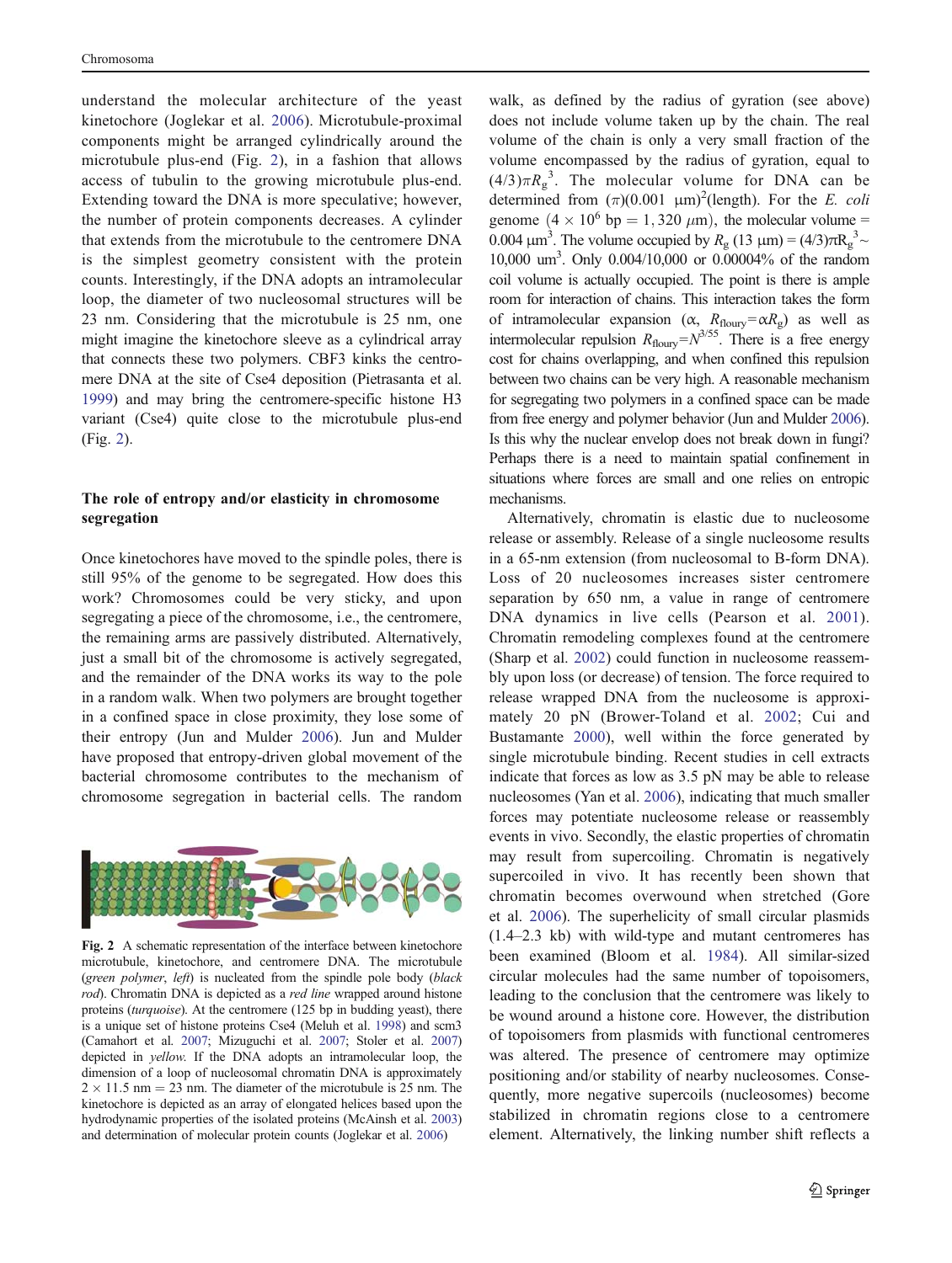understand the molecular architecture of the yeast kinetochore (Joglekar et al. 2006). Microtubule-proximal components might be arranged cylindrically around the microtubule plus-end (Fig. 2), in a fashion that allows access of tubulin to the growing microtubule plus-end. Extending toward the DNA is more speculative; however, the number of protein components decreases. A cylinder that extends from the microtubule to the centromere DNA is the simplest geometry consistent with the protein counts. Interestingly, if the DNA adopts an intramolecular loop, the diameter of two nucleosomal structures will be 23 nm. Considering that the microtubule is 25 nm, one might imagine the kinetochore sleeve as a cylindrical array that connects these two polymers. CBF3 kinks the centromere DNA at the site of Cse4 deposition (Pietrasanta et al. 1999) and may bring the centromere-specific histone H3 variant (Cse4) quite close to the microtubule plus-end (Fig. 2).

## The role of entropy and/or elasticity in chromosome segregation

Once kinetochores have moved to the spindle poles, there is still 95% of the genome to be segregated. How does this work? Chromosomes could be very sticky, and upon segregating a piece of the chromosome, i.e., the centromere, the remaining arms are passively distributed. Alternatively, just a small bit of the chromosome is actively segregated, and the remainder of the DNA works its way to the pole in a random walk. When two polymers are brought together in a confined space in close proximity, they lose some of their entropy (Jun and Mulder 2006). Jun and Mulder have proposed that entropy-driven global movement of the bacterial chromosome contributes to the mechanism of chromosome segregation in bacterial cells. The random

**Fig. 2** A schematic representation of the interface between kinetochore microtubule, kinetochore, and centromere DNA. The microtubule (*green polymer*, *left*) is nucleated from the spindle pole body (*black rod*). Chromatin DNA is depicted as a *red line* wrapped around histone proteins (*turquoise*). At the centromere (125 bp in budding yeast), there is a unique set of histone proteins Cse4 (Meluh et al. 1998) and scm3 (Camahort et al. 2007; Mizuguchi et al. 2007; Stoler et al. 2007) depicted in *yellow*. If the DNA adopts an intramolecular loop, the dimension of a loop of nucleosomal chromatin DNA is approximately $2 \times 11.5$ nm = 23 nm. The diameter of the microtubule is 25 nm. The kinetochore is depicted as an array of elongated helices based upon the hydrodynamic properties of the isolated proteins (McAinsh et al. 2003) and determination of molecular protein counts (Joglekar et al. 2006)

walk, as defined by the radius of gyration (see above) does not include volume taken up by the chain. The real volume of the chain is only a very small fraction of the volume encompassed by the radius of gyration, equal to $(4/3)\pi R_g^3$. The molecular volume for DNA can be determined from $(\pi)(0.001\ \mu\text{m})^2$(length). For the *E. coli* genome ($4 \times 10^6$ bp $= 1,320\ \mu$m), the molecular volume = 0.004 $\mu\text{m}^3$. The volume occupied by $R_g$ (13 μm) = $(4/3)\pi R_g^3 \sim$ 10,000 um$^3$. Only 0.004/10,000 or 0.00004% of the random coil volume is actually occupied. The point is there is ample room for interaction of chains. This interaction takes the form of intramolecular expansion ($\alpha$, $R_{floury}=\alpha R_g$) as well as intermolecular repulsion $R_{floury}=N^{3/55}$. There is a free energy cost for chains overlapping, and when confined this repulsion between two chains can be very high. A reasonable mechanism for segregating two polymers in a confined space can be made from free energy and polymer behavior (Jun and Mulder 2006). Is this why the nuclear envelop does not break down in fungi? Perhaps there is a need to maintain spatial confinement in situations where forces are small and one relies on entropic mechanisms.

Alternatively, chromatin is elastic due to nucleosome release or assembly. Release of a single nucleosome results in a 65-nm extension (from nucleosomal to B-form DNA). Loss of 20 nucleosomes increases sister centromere separation by 650 nm, a value in range of centromere DNA dynamics in live cells (Pearson et al. 2001). Chromatin remodeling complexes found at the centromere (Sharp et al. 2002) could function in nucleosome reassembly upon loss (or decrease) of tension. The force required to release wrapped DNA from the nucleosome is approximately 20 pN (Brower-Toland et al. 2002; Cui and Bustamante 2000), well within the force generated by single microtubule binding. Recent studies in cell extracts indicate that forces as low as 3.5 pN may be able to release nucleosomes (Yan et al. 2006), indicating that much smaller forces may potentiate nucleosome release or reassembly events in vivo. Secondly, the elastic properties of chromatin may result from supercoiling. Chromatin is negatively supercoiled in vivo. It has recently been shown that chromatin becomes overwound when stretched (Gore et al. 2006). The superhelicity of small circular plasmids (1.4–2.3 kb) with wild-type and mutant centromeres has been examined (Bloom et al. 1984). All similar-sized circular molecules had the same number of topoisomers, leading to the conclusion that the centromere was likely to be wound around a histone core. However, the distribution of topoisomers from plasmids with functional centromeres was altered. The presence of centromere may optimize positioning and/or stability of nearby nucleosomes. Consequently, more negative supercoils (nucleosomes) become stabilized in chromatin regions close to a centromere element. Alternatively, the linking number shift reflects a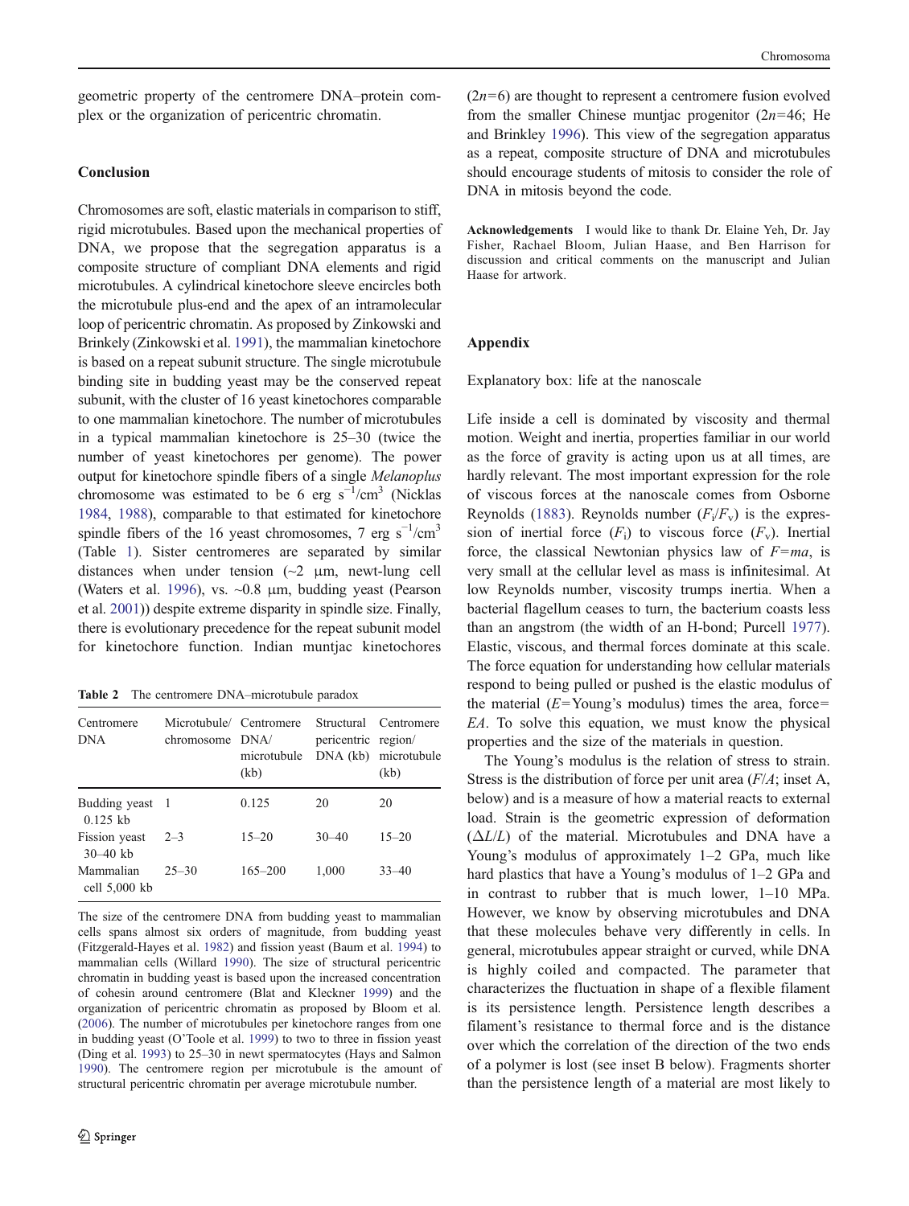geometric property of the centromere DNA–protein complex or the organization of pericentric chromatin.

## Conclusion

Chromosomes are soft, elastic materials in comparison to stiff, rigid microtubules. Based upon the mechanical properties of DNA, we propose that the segregation apparatus is a composite structure of compliant DNA elements and rigid microtubules. A cylindrical kinetochore sleeve encircles both the microtubule plus-end and the apex of an intramolecular loop of pericentric chromatin. As proposed by Zinkowski and Brinkely (Zinkowski et al. 1991), the mammalian kinetochore is based on a repeat subunit structure. The single microtubule binding site in budding yeast may be the conserved repeat subunit, with the cluster of 16 yeast kinetochores comparable to one mammalian kinetochore. The number of microtubules in a typical mammalian kinetochore is 25–30 (twice the number of yeast kinetochores per genome). The power output for kinetochore spindle fibers of a single *Melanoplus* chromosome was estimated to be 6 erg $s^{-1}/cm^3$ (Nicklas 1984, 1988), comparable to that estimated for kinetochore spindle fibers of the 16 yeast chromosomes, 7 erg $s^{-1}/cm^3$ (Table 1). Sister centromeres are separated by similar distances when under tension (~2 μm, newt-lung cell (Waters et al. 1996), vs. ~0.8 μm, budding yeast (Pearson et al. 2001)) despite extreme disparity in spindle size. Finally, there is evolutionary precedence for the repeat subunit model for kinetochore function. Indian muntjac kinetochores ($2n$=6) are thought to represent a centromere fusion evolved from the smaller Chinese muntjac progenitor ($2n$=46; He and Brinkley 1996). This view of the segregation apparatus as a repeat, composite structure of DNA and microtubules should encourage students of mitosis to consider the role of DNA in mitosis beyond the code.

**Table 2** The centromere DNA–microtubule paradox

| Centromere DNA | Microtubule/ chromosome | Centromere DNA/ microtubule (kb) | Structural pericentric DNA (kb) | Centromere region/ microtubule (kb) |
|---|---|---|---|---|
| Budding yeast 0.125 kb | 1 | 0.125 | 20 | 20 |
| Fission yeast 30–40 kb | 2–3 | 15–20 | 30–40 | 15–20 |
| Mammalian cell 5,000 kb | 25–30 | 165–200 | 1,000 | 33–40 |

The size of the centromere DNA from budding yeast to mammalian cells spans almost six orders of magnitude, from budding yeast (Fitzgerald-Hayes et al. 1982) and fission yeast (Baum et al. 1994) to mammalian cells (Willard 1990). The size of structural pericentric chromatin in budding yeast is based upon the increased concentration of cohesin around centromere (Blat and Kleckner 1999) and the organization of pericentric chromatin as proposed by Bloom et al. (2006). The number of microtubules per kinetochore ranges from one in budding yeast (O'Toole et al. 1999) to two to three in fission yeast (Ding et al. 1993) to 25–30 in newt spermatocytes (Hays and Salmon 1990). The centromere region per microtubule is the amount of structural pericentric chromatin per average microtubule number.

**Acknowledgements** I would like to thank Dr. Elaine Yeh, Dr. Jay Fisher, Rachael Bloom, Julian Haase, and Ben Harrison for discussion and critical comments on the manuscript and Julian Haase for artwork.

## Appendix

Explanatory box: life at the nanoscale

Life inside a cell is dominated by viscosity and thermal motion. Weight and inertia, properties familiar in our world as the force of gravity is acting upon us at all times, are hardly relevant. The most important expression for the role of viscous forces at the nanoscale comes from Osborne Reynolds (1883). Reynolds number ($F_i/F_v$) is the expression of inertial force ($F_i$) to viscous force ($F_v$). Inertial force, the classical Newtonian physics law of $F=ma$, is very small at the cellular level as mass is infinitesimal. At low Reynolds number, viscosity trumps inertia. When a bacterial flagellum ceases to turn, the bacterium coasts less than an angstrom (the width of an H-bond; Purcell 1977). Elastic, viscous, and thermal forces dominate at this scale. The force equation for understanding how cellular materials respond to being pulled or pushed is the elastic modulus of the material ($E$=Young's modulus) times the area, force= $EA$. To solve this equation, we must know the physical properties and the size of the materials in question.

The Young's modulus is the relation of stress to strain. Stress is the distribution of force per unit area ($F/A$; inset A, below) and is a measure of how a material reacts to external load. Strain is the geometric expression of deformation ($\Delta L/L$) of the material. Microtubules and DNA have a Young's modulus of approximately 1–2 GPa, much like hard plastics that have a Young's modulus of 1–2 GPa and in contrast to rubber that is much lower, 1–10 MPa. However, we know by observing microtubules and DNA that these molecules behave very differently in cells. In general, microtubules appear straight or curved, while DNA is highly coiled and compacted. The parameter that characterizes the fluctuation in shape of a flexible filament is its persistence length. Persistence length describes a filament's resistance to thermal force and is the distance over which the correlation of the direction of the two ends of a polymer is lost (see inset B below). Fragments shorter than the persistence length of a material are most likely to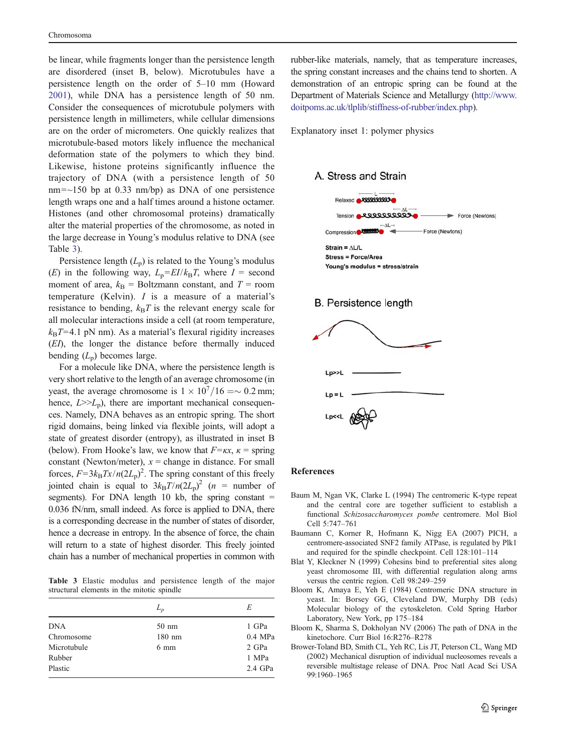be linear, while fragments longer than the persistence length are disordered (inset B, below). Microtubules have a persistence length on the order of 5–10 mm (Howard 2001), while DNA has a persistence length of 50 nm. Consider the consequences of microtubule polymers with persistence length in millimeters, while cellular dimensions are on the order of micrometers. One quickly realizes that microtubule-based motors likely influence the mechanical deformation state of the polymers to which they bind. Likewise, histone proteins significantly influence the trajectory of DNA (with a persistence length of 50 nm=~150 bp at 0.33 nm/bp) as DNA of one persistence length wraps one and a half times around a histone octamer. Histones (and other chromosomal proteins) dramatically alter the material properties of the chromosome, as noted in the large decrease in Young's modulus relative to DNA (see Table 3).

Persistence length ($L_p$) is related to the Young's modulus ($E$) in the following way, $L_p=EI/k_BT$, where $I$ = second moment of area, $k_B$ = Boltzmann constant, and $T$ = room temperature (Kelvin). $I$ is a measure of a material's resistance to bending, $k_BT$ is the relevant energy scale for all molecular interactions inside a cell (at room temperature, $k_BT$=4.1 pN nm). As a material's flexural rigidity increases ($EI$), the longer the distance before thermally induced bending ($L_p$) becomes large.

For a molecule like DNA, where the persistence length is very short relative to the length of an average chromosome (in yeast, the average chromosome is $1 \times 10^7/16 = \sim 0.2$ mm; hence, $L >> L_p$), there are important mechanical consequences. Namely, DNA behaves as an entropic spring. The short rigid domains, being linked via flexible joints, will adopt a state of greatest disorder (entropy), as illustrated in inset B (below). From Hooke's law, we know that $F=\kappa x$, $\kappa$ = spring constant (Newton/meter), $x$ = change in distance. For small forces, $F=3k_BTx/n(2L_p)^2$. The spring constant of this freely jointed chain is equal to $3k_BT/n(2L_p)^2$ ($n$ = number of segments). For DNA length 10 kb, the spring constant = 0.036 fN/nm, small indeed. As force is applied to DNA, there is a corresponding decrease in the number of states of disorder, hence a decrease in entropy. In the absence of force, the chain will return to a state of highest disorder. This freely jointed chain has a number of mechanical properties in common with rubber-like materials, namely, that as temperature increases, the spring constant increases and the chains tend to shorten. A demonstration of an entropic spring can be found at the Department of Materials Science and Metallurgy (http://www.doitpoms.ac.uk/tlplib/stiffness-of-rubber/index.php).

**Table 3** Elastic modulus and persistence length of the major structural elements in the mitotic spindle

| | $L_p$ | $E$ |
|---|---|---|
| DNA | 50 nm | 1 GPa |
| Chromosome | 180 nm | 0.4 MPa |
| Microtubule | 6 mm | 2 GPa |
| Rubber | | 1 MPa |
| Plastic | | 2.4 GPa |

Explanatory inset 1: polymer physics

A. Stress and Strain

Relaxed — L

Tension — ΔL — Force (Newtons)

Compression — ΔL — Force (Newtons)

**Strain = ΔL/L**
**Stress = Force/Area**
**Young's modulus = stress/strain**

B. Persistence length

**Lp>>L**

**Lp = L**

**Lp<<L**

## References

Baum M, Ngan VK, Clarke L (1994) The centromeric K-type repeat and the central core are together sufficient to establish a functional *Schizosaccharomyces pombe* centromere. Mol Biol Cell 5:747–761

Baumann C, Korner R, Hofmann K, Nigg EA (2007) PICH, a centromere-associated SNF2 family ATPase, is regulated by Plk1 and required for the spindle checkpoint. Cell 128:101–114

Blat Y, Kleckner N (1999) Cohesins bind to preferential sites along yeast chromosome III, with differential regulation along arms versus the centric region. Cell 98:249–259

Bloom K, Amaya E, Yeh E (1984) Centromeric DNA structure in yeast. In: Borsey GG, Cleveland DW, Murphy DB (eds) Molecular biology of the cytoskeleton. Cold Spring Harbor Laboratory, New York, pp 175–184

Bloom K, Sharma S, Dokholyan NV (2006) The path of DNA in the kinetochore. Curr Biol 16:R276–R278

Brower-Toland BD, Smith CL, Yeh RC, Lis JT, Peterson CL, Wang MD (2002) Mechanical disruption of individual nucleosomes reveals a reversible multistage release of DNA. Proc Natl Acad Sci USA 99:1960–1965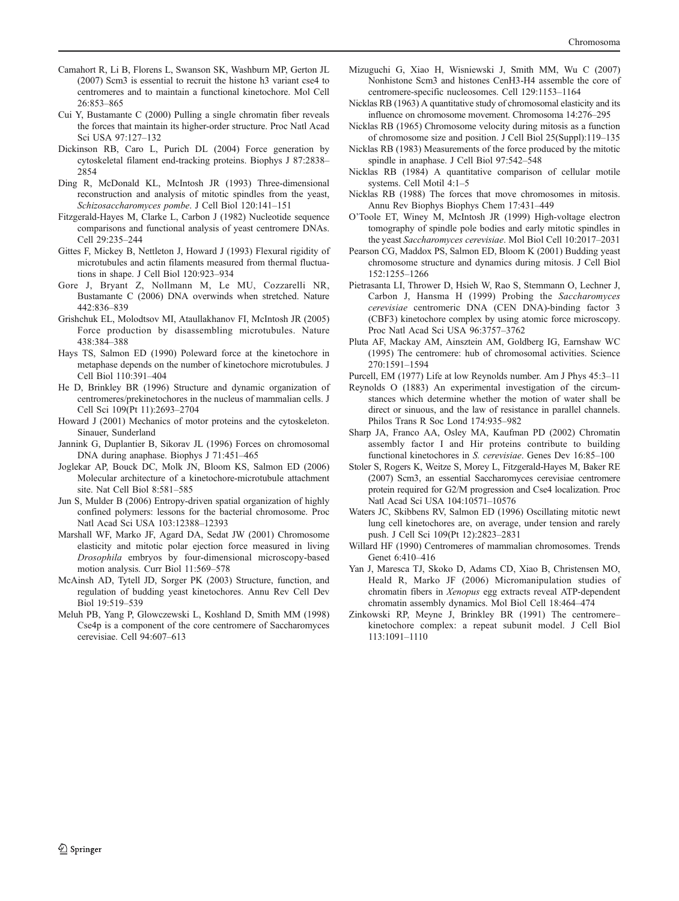Camahort R, Li B, Florens L, Swanson SK, Washburn MP, Gerton JL (2007) Scm3 is essential to recruit the histone h3 variant cse4 to centromeres and to maintain a functional kinetochore. Mol Cell 26:853–865

Cui Y, Bustamante C (2000) Pulling a single chromatin fiber reveals the forces that maintain its higher-order structure. Proc Natl Acad Sci USA 97:127–132

Dickinson RB, Caro L, Purich DL (2004) Force generation by cytoskeletal filament end-tracking proteins. Biophys J 87:2838–2854

Ding R, McDonald KL, McIntosh JR (1993) Three-dimensional reconstruction and analysis of mitotic spindles from the yeast, *Schizosaccharomyces pombe*. J Cell Biol 120:141–151

Fitzgerald-Hayes M, Clarke L, Carbon J (1982) Nucleotide sequence comparisons and functional analysis of yeast centromere DNAs. Cell 29:235–244

Gittes F, Mickey B, Nettleton J, Howard J (1993) Flexural rigidity of microtubules and actin filaments measured from thermal fluctuations in shape. J Cell Biol 120:923–934

Gore J, Bryant Z, Nollmann M, Le MU, Cozzarelli NR, Bustamante C (2006) DNA overwinds when stretched. Nature 442:836–839

Grishchuk EL, Molodtsov MI, Ataullakhanov FI, McIntosh JR (2005) Force production by disassembling microtubules. Nature 438:384–388

Hays TS, Salmon ED (1990) Poleward force at the kinetochore in metaphase depends on the number of kinetochore microtubules. J Cell Biol 110:391–404

He D, Brinkley BR (1996) Structure and dynamic organization of centromeres/prekinetochores in the nucleus of mammalian cells. J Cell Sci 109(Pt 11):2693–2704

Howard J (2001) Mechanics of motor proteins and the cytoskeleton. Sinauer, Sunderland

Jannink G, Duplantier B, Sikorav JL (1996) Forces on chromosomal DNA during anaphase. Biophys J 71:451–465

Joglekar AP, Bouck DC, Molk JN, Bloom KS, Salmon ED (2006) Molecular architecture of a kinetochore-microtubule attachment site. Nat Cell Biol 8:581–585

Jun S, Mulder B (2006) Entropy-driven spatial organization of highly confined polymers: lessons for the bacterial chromosome. Proc Natl Acad Sci USA 103:12388–12393

Marshall WF, Marko JF, Agard DA, Sedat JW (2001) Chromosome elasticity and mitotic polar ejection force measured in living *Drosophila* embryos by four-dimensional microscopy-based motion analysis. Curr Biol 11:569–578

McAinsh AD, Tytell JD, Sorger PK (2003) Structure, function, and regulation of budding yeast kinetochores. Annu Rev Cell Dev Biol 19:519–539

Meluh PB, Yang P, Glowczewski L, Koshland D, Smith MM (1998) Cse4p is a component of the core centromere of Saccharomyces cerevisiae. Cell 94:607–613

Mizuguchi G, Xiao H, Wisniewski J, Smith MM, Wu C (2007) Nonhistone Scm3 and histones CenH3-H4 assemble the core of centromere-specific nucleosomes. Cell 129:1153–1164

Nicklas RB (1963) A quantitative study of chromosomal elasticity and its influence on chromosome movement. Chromosoma 14:276–295

Nicklas RB (1965) Chromosome velocity during mitosis as a function of chromosome size and position. J Cell Biol 25(Suppl):119–135

Nicklas RB (1983) Measurements of the force produced by the mitotic spindle in anaphase. J Cell Biol 97:542–548

Nicklas RB (1984) A quantitative comparison of cellular motile systems. Cell Motil 4:1–5

Nicklas RB (1988) The forces that move chromosomes in mitosis. Annu Rev Biophys Biophys Chem 17:431–449

O'Toole ET, Winey M, McIntosh JR (1999) High-voltage electron tomography of spindle pole bodies and early mitotic spindles in the yeast *Saccharomyces cerevisiae*. Mol Biol Cell 10:2017–2031

Pearson CG, Maddox PS, Salmon ED, Bloom K (2001) Budding yeast chromosome structure and dynamics during mitosis. J Cell Biol 152:1255–1266

Pietrasanta LI, Thrower D, Hsieh W, Rao S, Stemmann O, Lechner J, Carbon J, Hansma H (1999) Probing the *Saccharomyces cerevisiae* centromeric DNA (CEN DNA)-binding factor 3 (CBF3) kinetochore complex by using atomic force microscopy. Proc Natl Acad Sci USA 96:3757–3762

Pluta AF, Mackay AM, Ainsztein AM, Goldberg IG, Earnshaw WC (1995) The centromere: hub of chromosomal activities. Science 270:1591–1594

Purcell, EM (1977) Life at low Reynolds number. Am J Phys 45:3–11

Reynolds O (1883) An experimental investigation of the circumstances which determine whether the motion of water shall be direct or sinuous, and the law of resistance in parallel channels. Philos Trans R Soc Lond 174:935–982

Sharp JA, Franco AA, Osley MA, Kaufman PD (2002) Chromatin assembly factor I and Hir proteins contribute to building functional kinetochores in *S. cerevisiae*. Genes Dev 16:85–100

Stoler S, Rogers K, Weitze S, Morey L, Fitzgerald-Hayes M, Baker RE (2007) Scm3, an essential Saccharomyces cerevisiae centromere protein required for G2/M progression and Cse4 localization. Proc Natl Acad Sci USA 104:10571–10576

Waters JC, Skibbens RV, Salmon ED (1996) Oscillating mitotic newt lung cell kinetochores are, on average, under tension and rarely push. J Cell Sci 109(Pt 12):2823–2831

Willard HF (1990) Centromeres of mammalian chromosomes. Trends Genet 6:410–416

Yan J, Maresca TJ, Skoko D, Adams CD, Xiao B, Christensen MO, Heald R, Marko JF (2006) Micromanipulation studies of chromatin fibers in *Xenopus* egg extracts reveal ATP-dependent chromatin assembly dynamics. Mol Biol Cell 18:464–474

Zinkowski RP, Meyne J, Brinkley BR (1991) The centromere–kinetochore complex: a repeat subunit model. J Cell Biol 113:1091–1110